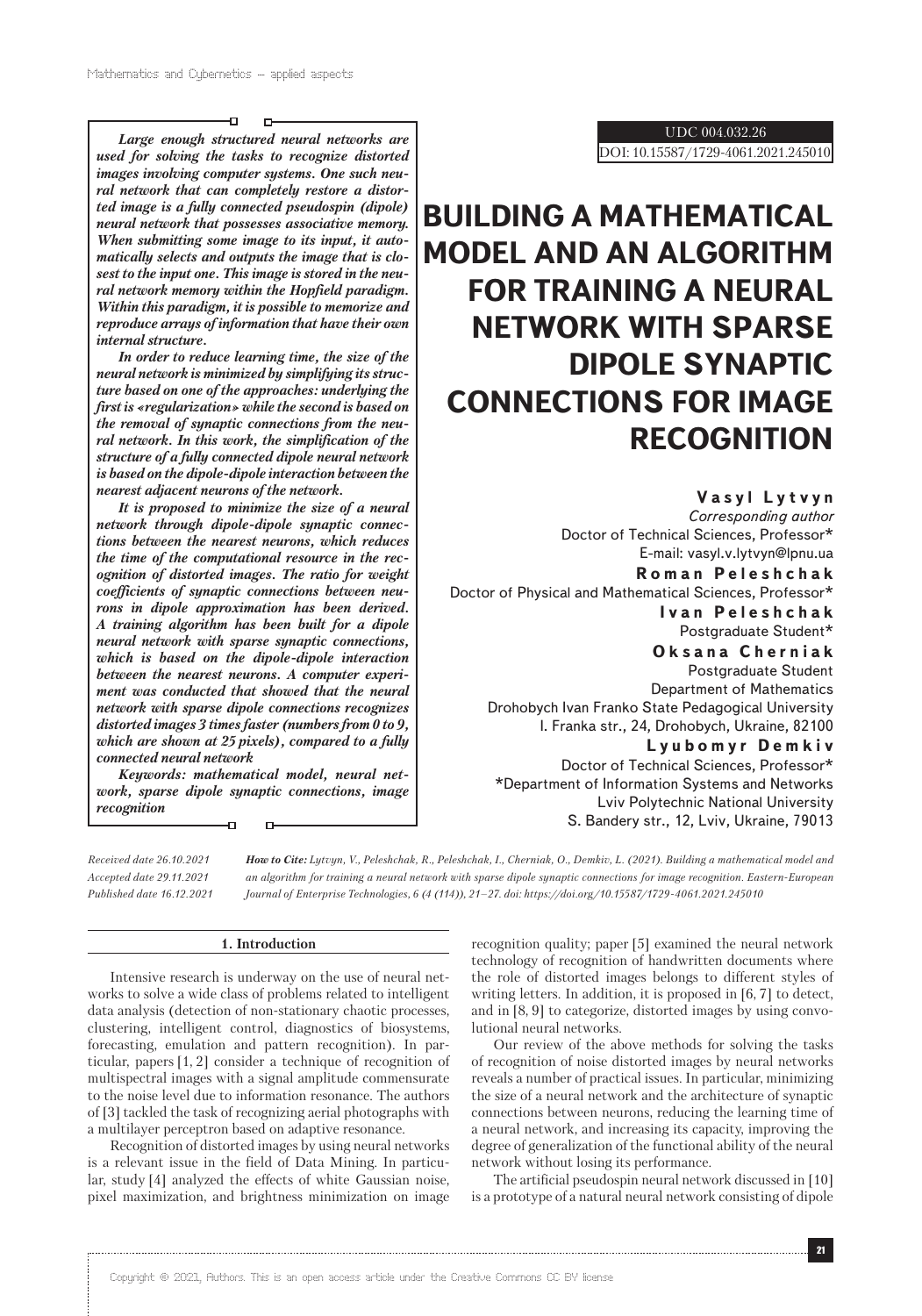UDC 004.032.26

DOI: 10.15587/1729-4061.2021.245010

# BUILDING A MATHEMATICAL MODEL AND AN ALGORITHM FOR TRAINING A NEURAL NETWORK WITH SPARSE DIPOLE SYNAPTIC CONNECTIONS FOR IMAGE RECOGNITION

**Vasyl Lytvyn**
*Corresponding author*
Doctor of Technical Sciences, Professor*
E-mail: vasyl.v.lytvyn@lpnu.ua

**Roman Peleshchak**
Doctor of Physical and Mathematical Sciences, Professor*

**Ivan Peleshchak**
Postgraduate Student*

**Oksana Cherniak**
Postgraduate Student
Department of Mathematics
Drohobych Ivan Franko State Pedagogical University
I. Franka str., 24, Drohobych, Ukraine, 82100

**Lyubomyr Demkiv**
Doctor of Technical Sciences, Professor*
*Department of Information Systems and Networks
Lviv Polytechnic National University
S. Bandery str., 12, Lviv, Ukraine, 79013

***Large enough structured neural networks are used for solving the tasks to recognize distorted images involving computer systems. One such neural network that can completely restore a distorted image is a fully connected pseudospin (dipole) neural network that possesses associative memory. When submitting some image to its input, it automatically selects and outputs the image that is closest to the input one. This image is stored in the neural network memory within the Hopfield paradigm. Within this paradigm, it is possible to memorize and reproduce arrays of information that have their own internal structure.***

***In order to reduce learning time, the size of the neural network is minimized by simplifying its structure based on one of the approaches: underlying the first is «regularization» while the second is based on the removal of synaptic connections from the neural network. In this work, the simplification of the structure of a fully connected dipole neural network is based on the dipole-dipole interaction between the nearest adjacent neurons of the network.***

***It is proposed to minimize the size of a neural network through dipole-dipole synaptic connections between the nearest neurons, which reduces the time of the computational resource in the recognition of distorted images. The ratio for weight coefficients of synaptic connections between neurons in dipole approximation has been derived. A training algorithm has been built for a dipole neural network with sparse synaptic connections, which is based on the dipole-dipole interaction between the nearest neurons. A computer experiment was conducted that showed that the neural network with sparse dipole connections recognizes distorted images 3 times faster (numbers from 0 to 9, which are shown at 25 pixels), compared to a fully connected neural network***

***Keywords: mathematical model, neural network, sparse dipole synaptic connections, image recognition***

*Received date 26.10.2021*
*Accepted date 29.11.2021*
*Published date 16.12.2021*

***How to Cite:*** *Lytvyn, V., Peleshchak, R., Peleshchak, I., Cherniak, O., Demkiv, L. (2021). Building a mathematical model and an algorithm for training a neural network with sparse dipole synaptic connections for image recognition. Eastern-European Journal of Enterprise Technologies, 6 (4 (114)), 21–27. doi: https://doi.org/10.15587/1729-4061.2021.245010*

## 1. Introduction

Intensive research is underway on the use of neural networks to solve a wide class of problems related to intelligent data analysis (detection of non-stationary chaotic processes, clustering, intelligent control, diagnostics of biosystems, forecasting, emulation and pattern recognition). In particular, papers [1, 2] consider a technique of recognition of multispectral images with a signal amplitude commensurate to the noise level due to information resonance. The authors of [3] tackled the task of recognizing aerial photographs with a multilayer perceptron based on adaptive resonance.

Recognition of distorted images by using neural networks is a relevant issue in the field of Data Mining. In particular, study [4] analyzed the effects of white Gaussian noise, pixel maximization, and brightness minimization on image recognition quality; paper [5] examined the neural network technology of recognition of handwritten documents where the role of distorted images belongs to different styles of writing letters. In addition, it is proposed in [6, 7] to detect, and in [8, 9] to categorize, distorted images by using convolutional neural networks.

Our review of the above methods for solving the tasks of recognition of noise distorted images by neural networks reveals a number of practical issues. In particular, minimizing the size of a neural network and the architecture of synaptic connections between neurons, reducing the learning time of a neural network, and increasing its capacity, improving the degree of generalization of the functional ability of the neural network without losing its performance.

The artificial pseudospin neural network discussed in [10] is a prototype of a natural neural network consisting of dipole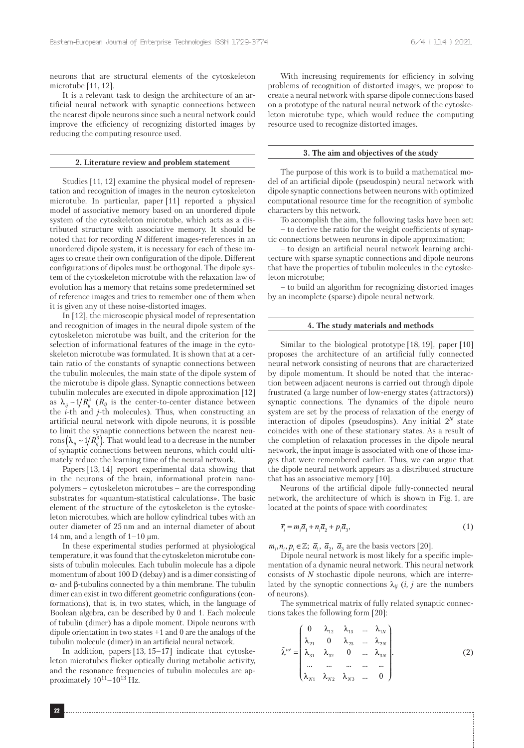neurons that are structural elements of the cytoskeleton microtube [11, 12].

It is a relevant task to design the architecture of an artificial neural network with synaptic connections between the nearest dipole neurons since such a neural network could improve the efficiency of recognizing distorted images by reducing the computing resource used.

## 2. Literature review and problem statement

Studies [11, 12] examine the physical model of representation and recognition of images in the neuron cytoskeleton microtube. In particular, paper [11] reported a physical model of associative memory based on an unordered dipole system of the cytoskeleton microtube, which acts as a distributed structure with associative memory. It should be noted that for recording $N$ different images-references in an unordered dipole system, it is necessary for each of these images to create their own configuration of the dipole. Different configurations of dipoles must be orthogonal. The dipole system of the cytoskeleton microtube with the relaxation law of evolution has a memory that retains some predetermined set of reference images and tries to remember one of them when it is given any of these noise-distorted images.

In [12], the microscopic physical model of representation and recognition of images in the neural dipole system of the cytoskeleton microtube was built, and the criterion for the selection of informational features of the image in the cytoskeleton microtube was formulated. It is shown that at a certain ratio of the constants of synaptic connections between the tubulin molecules, the main state of the dipole system of the microtube is dipole glass. Synaptic connections between tubulin molecules are executed in dipole approximation [12] as $\lambda_{ij} \sim 1/R_{ij}^3$ ($R_{ij}$ is the center-to-center distance between the $i$-th and $j$-th molecules). Thus, when constructing an artificial neural network with dipole neurons, it is possible to limit the synaptic connections between the nearest neurons $\left(\lambda_{ij} \sim 1/R_{ij}^3\right)$. That would lead to a decrease in the number of synaptic connections between neurons, which could ultimately reduce the learning time of the neural network.

Papers [13, 14] report experimental data showing that in the neurons of the brain, informational protein nanopolymers – cytoskeleton microtubes – are the corresponding substrates for «quantum-statistical calculations». The basic element of the structure of the cytoskeleton is the cytoskeleton microtubes, which are hollow cylindrical tubes with an outer diameter of 25 nm and an internal diameter of about 14 nm, and a length of 1–10 μm.

In these experimental studies performed at physiological temperature, it was found that the cytoskeleton microtube consists of tubulin molecules. Each tubulin molecule has a dipole momentum of about 100 D (debay) and is a dimer consisting of $\alpha$- and $\beta$-tubulins connected by a thin membrane. The tubulin dimer can exist in two different geometric configurations (conformations), that is, in two states, which, in the language of Boolean algebra, can be described by 0 and 1. Each molecule of tubulin (dimer) has a dipole moment. Dipole neurons with dipole orientation in two states +1 and 0 are the analogs of the tubulin molecule (dimer) in an artificial neural network.

In addition, papers [13, 15–17] indicate that cytoskeleton microtubes flicker optically during metabolic activity, and the resonance frequencies of tubulin molecules are approximately $10^{11}$–$10^{13}$ Hz.

With increasing requirements for efficiency in solving problems of recognition of distorted images, we propose to create a neural network with sparse dipole connections based on a prototype of the natural neural network of the cytoskeleton microtube type, which would reduce the computing resource used to recognize distorted images.

## 3. The aim and objectives of the study

The purpose of this work is to build a mathematical model of an artificial dipole (pseudospin) neural network with dipole synaptic connections between neurons with optimized computational resource time for the recognition of symbolic characters by this network.

To accomplish the aim, the following tasks have been set:

– to derive the ratio for the weight coefficients of synaptic connections between neurons in dipole approximation;

– to design an artificial neural network learning architecture with sparse synaptic connections and dipole neurons that have the properties of tubulin molecules in the cytoskeleton microtube;

– to build an algorithm for recognizing distorted images by an incomplete (sparse) dipole neural network.

## 4. The study materials and methods

Similar to the biological prototype [18, 19], paper [10] proposes the architecture of an artificial fully connected neural network consisting of neurons that are characterized by dipole momentum. It should be noted that the interaction between adjacent neurons is carried out through dipole frustrated (a large number of low-energy states (attractors)) synaptic connections. The dynamics of the dipole neuro system are set by the process of relaxation of the energy of interaction of dipoles (pseudospins). Any initial $2^N$ state coincides with one of these stationary states. As a result of the completion of relaxation processes in the dipole neural network, the input image is associated with one of those images that were remembered earlier. Thus, we can argue that the dipole neural network appears as a distributed structure that has an associative memory [10].

Neurons of the artificial dipole fully-connected neural network, the architecture of which is shown in Fig. 1, are located at the points of space with coordinates:

$$\bar{r}_i = m_i\bar{a}_1 + n_i\bar{a}_2 + p_i\bar{a}_3, \tag{1}$$

$m_i, n_i, p_i \in \mathbb{Z}$; $\bar{a}_1$, $\bar{a}_2$, $\bar{a}_3$ are the basis vectors [20].

Dipole neural network is most likely for a specific implementation of a dynamic neural network. This neural network consists of $N$ stochastic dipole neurons, which are interrelated by the synoptic connections $\lambda_{ij}$ ($i$, $j$ are the numbers of neurons).

The symmetrical matrix of fully related synaptic connections takes the following form [20]:

$$\hat{\lambda}^{tot} = \begin{pmatrix} 0 & \lambda_{12} & \lambda_{13} & \dots & \lambda_{1N} \\ \lambda_{21} & 0 & \lambda_{23} & \dots & \lambda_{2N} \\ \lambda_{31} & \lambda_{32} & 0 & \dots & \lambda_{3N} \\ \dots & \dots & \dots & \dots & \dots \\ \lambda_{N1} & \lambda_{N2} & \lambda_{N3} & \dots & 0 \end{pmatrix}. \tag{2}$$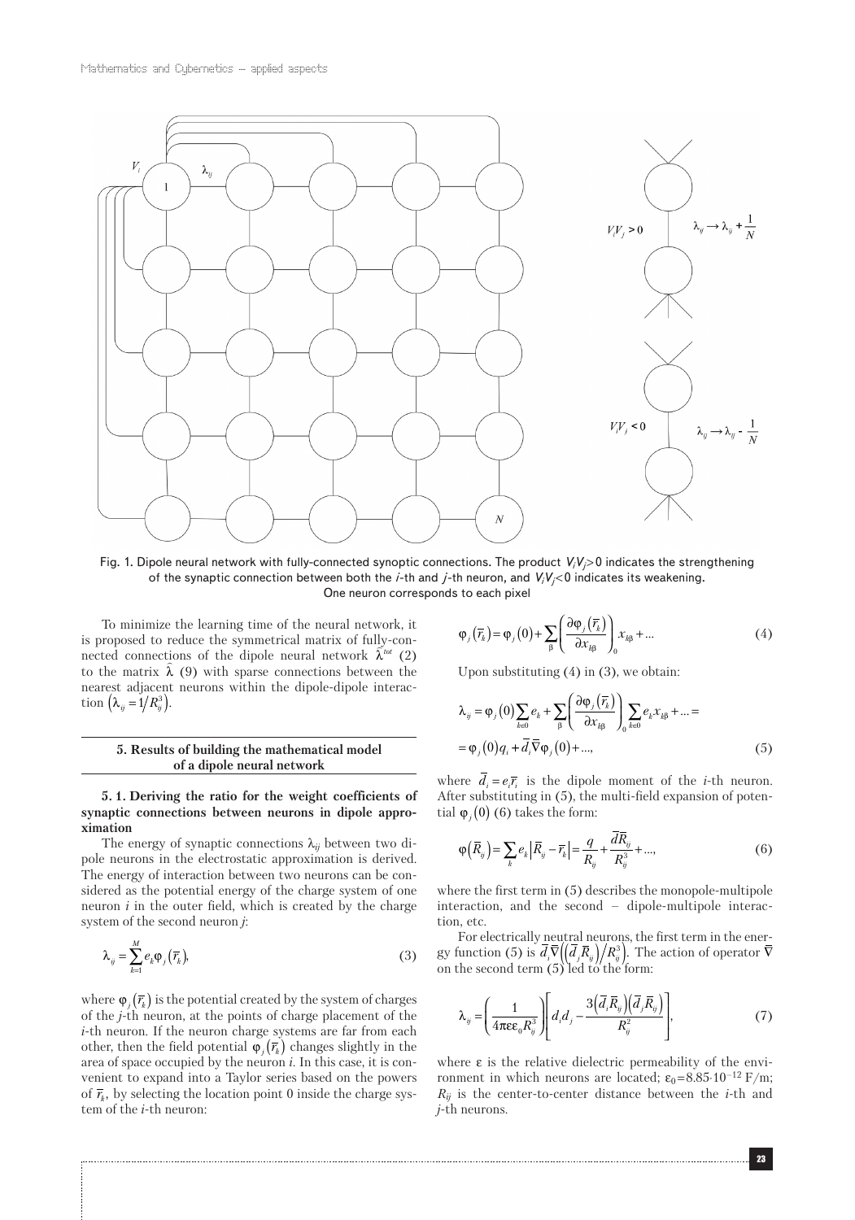Fig. 1. Dipole neural network with fully-connected synoptic connections. The product $V_iV_j>0$ indicates the strengthening of the synaptic connection between both the $i$-th and $j$-th neuron, and $V_iV_j<0$ indicates its weakening. One neuron corresponds to each pixel

To minimize the learning time of the neural network, it is proposed to reduce the symmetrical matrix of fully-connected connections of the dipole neural network $\hat{\lambda}^{tot}$ (2) to the matrix $\hat{\lambda}$ (9) with sparse connections between the nearest adjacent neurons within the dipole-dipole interaction $\left(\lambda_{ij}=1/R_{ij}^{3}\right)$.

## 5. Results of building the mathematical model of a dipole neural network

### 5. 1. Deriving the ratio for the weight coefficients of synaptic connections between neurons in dipole approximation

The energy of synaptic connections $\lambda_{ij}$ between two dipole neurons in the electrostatic approximation is derived. The energy of interaction between two neurons can be considered as the potential energy of the charge system of one neuron $i$ in the outer field, which is created by the charge system of the second neuron $j$:

$$\lambda_{ij}=\sum_{k=1}^{M}e_k\varphi_j\left(\bar{r}_k\right), \tag{3}$$

where $\varphi_j\left(\bar{r}_k\right)$ is the potential created by the system of charges of the $j$-th neuron, at the points of charge placement of the $i$-th neuron. If the neuron charge systems are far from each other, then the field potential $\varphi_j\left(\bar{r}_k\right)$ changes slightly in the area of space occupied by the neuron $i$. In this case, it is convenient to expand into a Taylor series based on the powers of $\bar{r}_k$, by selecting the location point 0 inside the charge system of the $i$-th neuron:

$$\varphi_j\left(\bar{r}_k\right)=\varphi_j(0)+\sum_{\beta}\left(\frac{\partial\varphi_j\left(\bar{r}_k\right)}{\partial x_{k\beta}}\right)_0 x_{k\beta}+\ldots \tag{4}$$

Upon substituting (4) in (3), we obtain:

$$\lambda_{ij}=\varphi_j(0)\sum_{k\in 0}e_k+\sum_{\beta}\left(\frac{\partial\varphi_j\left(\bar{r}_k\right)}{\partial x_{k\beta}}\right)_0\sum_{k\in 0}e_k x_{k\beta}+\ldots=$$
$$=\varphi_j(0)q_i+\bar{d}_i\bar{\nabla}\varphi_j(0)+\ldots, \tag{5}$$

where $\bar{d}_i=e_i\bar{r}_i$ is the dipole moment of the $i$-th neuron. After substituting in (5), the multi-field expansion of potential $\varphi_j(0)$ (6) takes the form:

$$\varphi\left(\bar{R}_{ij}\right)=\sum_{k}e_k\left|\bar{R}_{ij}-\bar{r}_k\right|=\frac{q}{R_{ij}}+\frac{\bar{d}\bar{R}_{ij}}{R_{ij}^{3}}+\ldots, \tag{6}$$

where the first term in (5) describes the monopole-multipole interaction, and the second – dipole-multipole interaction, etc.

For electrically neutral neurons, the first term in the energy function (5) is $\bar{d}_i\bar{\nabla}\left(\left(\bar{d}_j\bar{R}_{ij}\right)/R_{ij}^{3}\right)$. The action of operator $\bar{\nabla}$ on the second term (5) led to the form:

$$\lambda_{ij}=\left(\frac{1}{4\pi\varepsilon\varepsilon_0 R_{ij}^{3}}\right)\left[d_i d_j-\frac{3\left(\bar{d}_i\bar{R}_{ij}\right)\left(\bar{d}_j\bar{R}_{ij}\right)}{R_{ij}^{2}}\right], \tag{7}$$

where $\varepsilon$ is the relative dielectric permeability of the environment in which neurons are located; $\varepsilon_0=8.85\cdot 10^{-12}$ F/m; $R_{ij}$ is the center-to-center distance between the $i$-th and $j$-th neurons.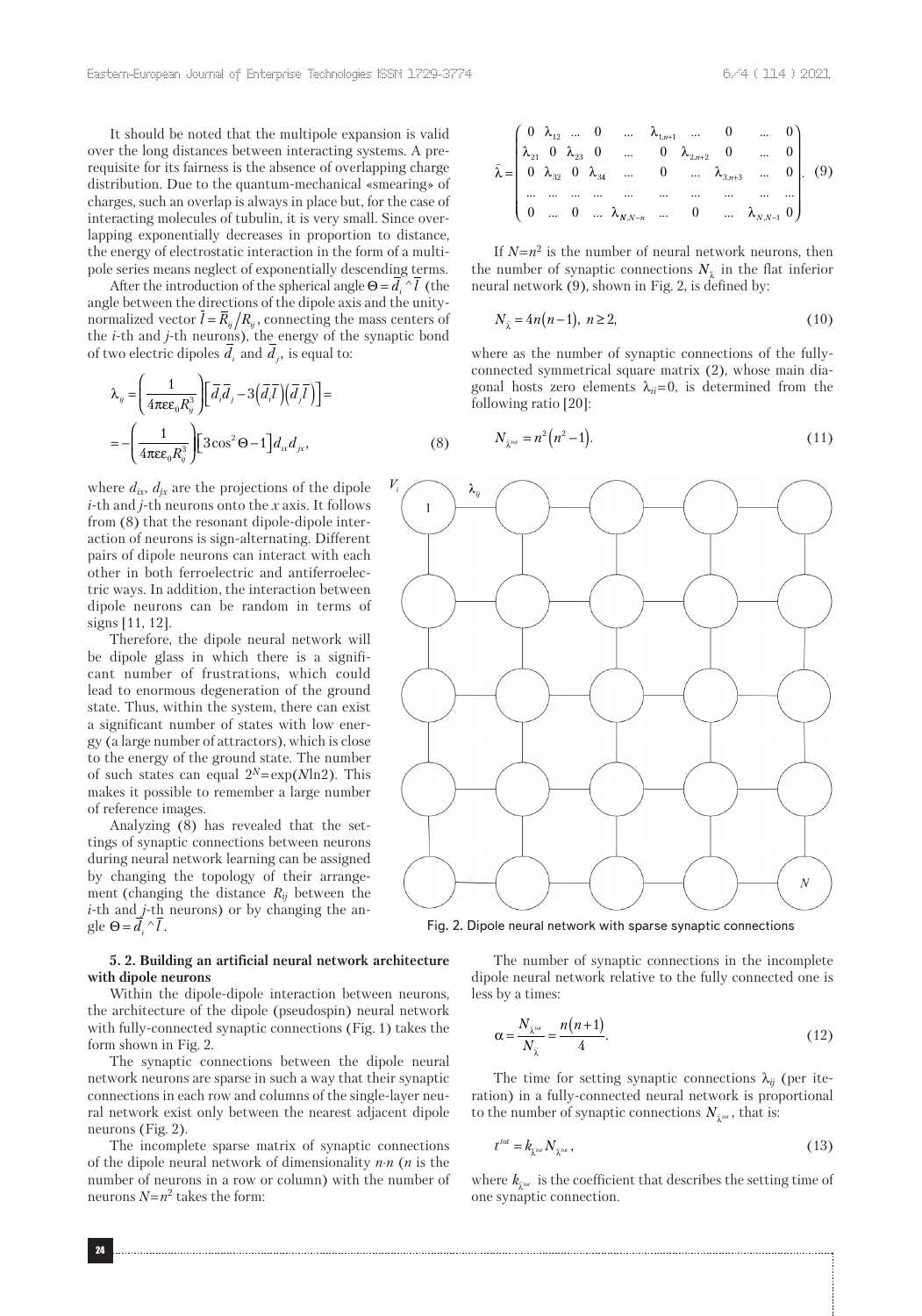It should be noted that the multipole expansion is valid over the long distances between interacting systems. A prerequisite for its fairness is the absence of overlapping charge distribution. Due to the quantum-mechanical «smearing» of charges, such an overlap is always in place but, for the case of interacting molecules of tubulin, it is very small. Since overlapping exponentially decreases in proportion to distance, the energy of electrostatic interaction in the form of a multipole series means neglect of exponentially descending terms.

After the introduction of the spherical angle $\Theta = \overline{d}_i \wedge \overline{l}$ (the angle between the directions of the dipole axis and the unity-normalized vector $\overline{l} = \overline{R}_{ij}/R_{ij}$, connecting the mass centers of the $i$-th and $j$-th neurons), the energy of the synaptic bond of two electric dipoles $\overline{d}_i$ and $\overline{d}_j$, is equal to:

$$\lambda_{ij} = \left(\frac{1}{4\pi\varepsilon\varepsilon_0 R_{ij}^3}\right)\left[\overline{d}_i\overline{d}_j - 3\left(\overline{d}_i\overline{l}\right)\left(\overline{d}_j\overline{l}\right)\right] = -\left(\frac{1}{4\pi\varepsilon\varepsilon_0 R_{ij}^3}\right)\left[3\cos^2\Theta - 1\right]d_{ix}d_{jx}, \tag{8}$$

where $d_{ix}$, $d_{jx}$ are the projections of the dipole $i$-th and $j$-th neurons onto the $x$ axis. It follows from (8) that the resonant dipole-dipole interaction of neurons is sign-alternating. Different pairs of dipole neurons can interact with each other in both ferroelectric and antiferroelectric ways. In addition, the interaction between dipole neurons can be random in terms of signs [11, 12].

Therefore, the dipole neural network will be dipole glass in which there is a significant number of frustrations, which could lead to enormous degeneration of the ground state. Thus, within the system, there can exist a significant number of states with low energy (a large number of attractors), which is close to the energy of the ground state. The number of such states can equal $2^N = \exp(N\ln 2)$. This makes it possible to remember a large number of reference images.

Analyzing (8) has revealed that the settings of synaptic connections between neurons during neural network learning can be assigned by changing the topology of their arrangement (changing the distance $R_{ij}$ between the $i$-th and $j$-th neurons) or by changing the angle $\Theta = \overline{d}_i \wedge \overline{l}$.

### 5. 2. Building an artificial neural network architecture with dipole neurons

Within the dipole-dipole interaction between neurons, the architecture of the dipole (pseudospin) neural network with fully-connected synaptic connections (Fig. 1) takes the form shown in Fig. 2.

The synaptic connections between the dipole neural network neurons are sparse in such a way that their synaptic connections in each row and columns of the single-layer neural network exist only between the nearest adjacent dipole neurons (Fig. 2).

The incomplete sparse matrix of synaptic connections of the dipole neural network of dimensionality $n \cdot n$ ($n$ is the number of neurons in a row or column) with the number of neurons $N = n^2$ takes the form:

$$\hat{\lambda} = \begin{pmatrix} 0 & \lambda_{12} & \dots & 0 & \dots & \lambda_{1,n+1} & \dots & 0 & \dots & 0 \\ \lambda_{21} & 0 & \lambda_{23} & 0 & \dots & 0 & \lambda_{2,n+2} & 0 & \dots & 0 \\ 0 & \lambda_{32} & 0 & \lambda_{34} & \dots & 0 & \dots & \lambda_{3,n+3} & \dots & 0 \\ \dots & \dots & \dots & \dots & \dots & \dots & \dots & \dots & \dots & \dots \\ 0 & \dots & 0 & \dots & \lambda_{N,N-n} & \dots & 0 & \dots & \lambda_{N,N-1} & 0 \end{pmatrix}. \tag{9}$$

If $N = n^2$ is the number of neural network neurons, then the number of synaptic connections $N_{\hat{\lambda}}$ in the flat inferior neural network (9), shown in Fig. 2, is defined by:

$$N_{\hat{\lambda}} = 4n(n-1),\ n \geq 2, \tag{10}$$

where as the number of synaptic connections of the fully-connected symmetrical square matrix (2), whose main diagonal hosts zero elements $\lambda_{ii} = 0$, is determined from the following ratio [20]:

$$N_{\hat{\lambda}^{tot}} = n^2\left(n^2 - 1\right). \tag{11}$$

Fig. 2. Dipole neural network with sparse synaptic connections

The number of synaptic connections in the incomplete dipole neural network relative to the fully connected one is less by a times:

$$\alpha = \frac{N_{\hat{\lambda}^{tot}}}{N_{\hat{\lambda}}} = \frac{n(n+1)}{4}. \tag{12}$$

The time for setting synaptic connections $\lambda_{ij}$ (per iteration) in a fully-connected neural network is proportional to the number of synaptic connections $N_{\hat{\lambda}^{tot}}$, that is:

$$t^{tot} = k_{\hat{\lambda}^{tot}} N_{\hat{\lambda}^{tot}}, \tag{13}$$

where $k_{\hat{\lambda}^{tot}}$ is the coefficient that describes the setting time of one synaptic connection.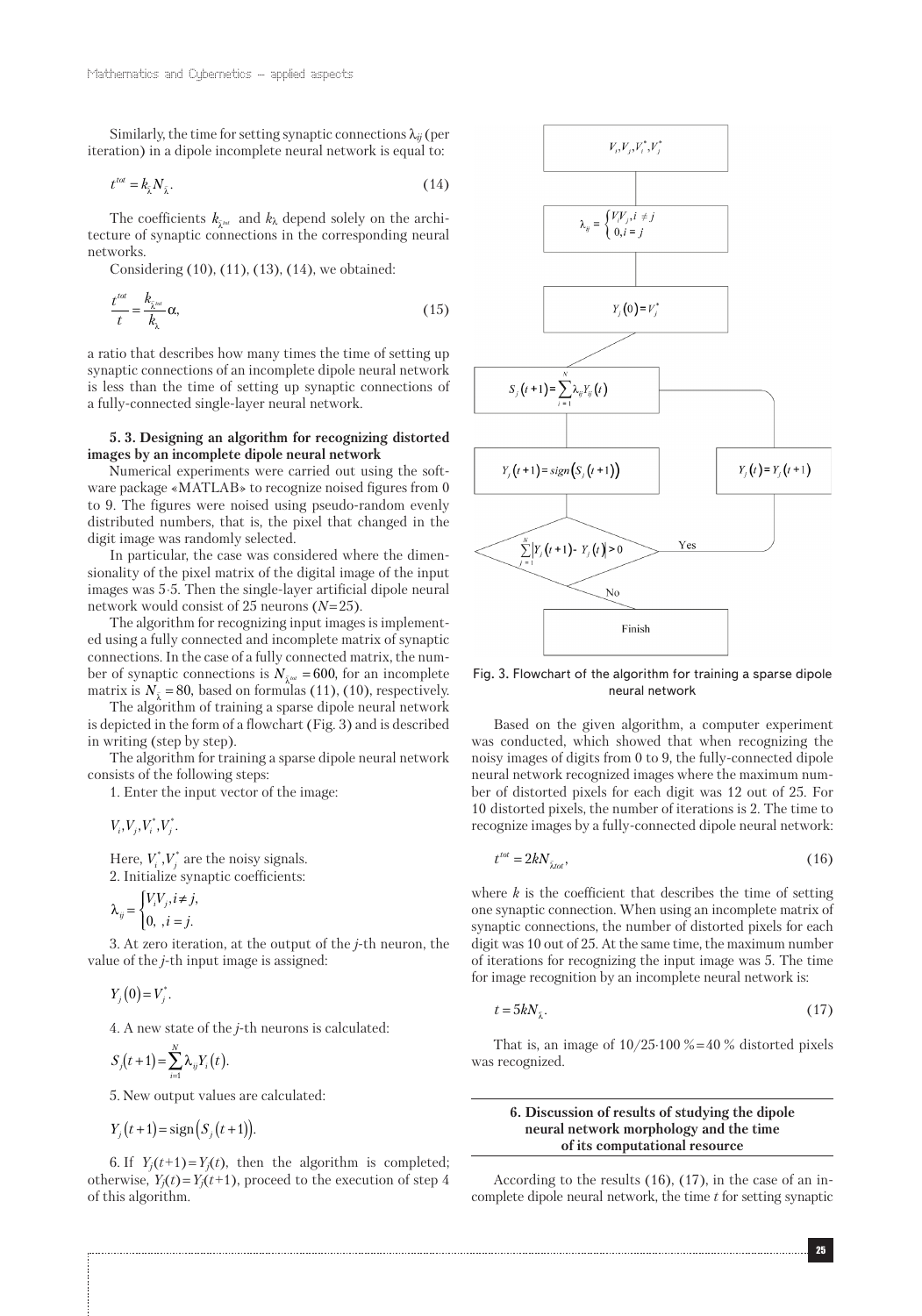Similarly, the time for setting synaptic connections $\lambda_{ij}$ (per iteration) in a dipole incomplete neural network is equal to:

$$t^{tot} = k_{\lambda} N_{\hat{\lambda}}. \tag{14}$$

The coefficients $k_{\hat{\lambda}_{tot}}$ and $k_{\lambda}$ depend solely on the architecture of synaptic connections in the corresponding neural networks.

Considering (10), (11), (13), (14), we obtained:

$$\frac{t^{tot}}{t} = \frac{k_{\hat{\lambda}_{tot}}}{k_{\lambda}} \alpha, \tag{15}$$

a ratio that describes how many times the time of setting up synaptic connections of an incomplete dipole neural network is less than the time of setting up synaptic connections of a fully-connected single-layer neural network.

### 5. 3. Designing an algorithm for recognizing distorted images by an incomplete dipole neural network

Numerical experiments were carried out using the software package «MATLAB» to recognize noised figures from 0 to 9. The figures were noised using pseudo-random evenly distributed numbers, that is, the pixel that changed in the digit image was randomly selected.

In particular, the case was considered where the dimensionality of the pixel matrix of the digital image of the input images was 5·5. Then the single-layer artificial dipole neural network would consist of 25 neurons ($N$=25).

The algorithm for recognizing input images is implemented using a fully connected and incomplete matrix of synaptic connections. In the case of a fully connected matrix, the number of synaptic connections is $N_{\hat{\lambda}_{tot}} = 600$, for an incomplete matrix is $N_{\hat{\lambda}} = 80$, based on formulas (11), (10), respectively.

The algorithm of training a sparse dipole neural network is depicted in the form of a flowchart (Fig. 3) and is described in writing (step by step).

The algorithm for training a sparse dipole neural network consists of the following steps:

1. Enter the input vector of the image:

$$V_i, V_j, V_i^*, V_j^*.$$

Here, $V_i^*, V_j^*$ are the noisy signals.

2. Initialize synaptic coefficients:

$$\lambda_{ij} = \begin{cases} V_i V_j, i \neq j, \\ 0, \ , i = j. \end{cases}$$

3. At zero iteration, at the output of the $j$-th neuron, the value of the $j$-th input image is assigned:

$$Y_j(0) = V_j^*.$$

4. A new state of the $j$-th neurons is calculated:

$$S_j(t+1) = \sum_{i=1}^{N} \lambda_{ij} Y_i(t).$$

5. New output values are calculated:

$$Y_j(t+1) = \text{sign}(S_j(t+1)).$$

6. If $Y_j(t+1) = Y_j(t)$, then the algorithm is completed; otherwise, $Y_j(t) = Y_j(t+1)$, proceed to the execution of step 4 of this algorithm.

Fig. 3. Flowchart of the algorithm for training a sparse dipole neural network

Based on the given algorithm, a computer experiment was conducted, which showed that when recognizing the noisy images of digits from 0 to 9, the fully-connected dipole neural network recognized images where the maximum number of distorted pixels for each digit was 12 out of 25. For 10 distorted pixels, the number of iterations is 2. The time to recognize images by a fully-connected dipole neural network:

$$t^{tot} = 2kN_{\hat{\lambda}tot}, \tag{16}$$

where $k$ is the coefficient that describes the time of setting one synaptic connection. When using an incomplete matrix of synaptic connections, the number of distorted pixels for each digit was 10 out of 25. At the same time, the maximum number of iterations for recognizing the input image was 5. The time for image recognition by an incomplete neural network is:

$$t = 5kN_{\hat{\lambda}}. \tag{17}$$

That is, an image of 10/25·100 %=40 % distorted pixels was recognized.

## 6. Discussion of results of studying the dipole neural network morphology and the time of its computational resource

According to the results (16), (17), in the case of an incomplete dipole neural network, the time $t$ for setting synaptic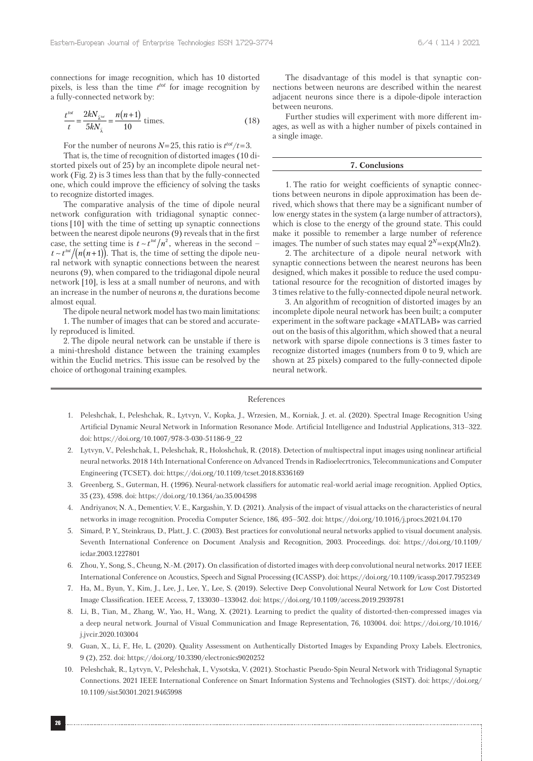connections for image recognition, which has 10 distorted pixels, is less than the time $t^{tot}$ for image recognition by a fully-connected network by:

$$\frac{t^{tot}}{t} = \frac{2kN_{\bar{\lambda}^{tot}}}{5kN_{\bar{\lambda}}} = \frac{n(n+1)}{10} \text{ times.} \tag{18}$$

For the number of neurons $N=25$, this ratio is $t^{tot}/t=3$.

That is, the time of recognition of distorted images (10 distorted pixels out of 25) by an incomplete dipole neural network (Fig. 2) is 3 times less than that by the fully-connected one, which could improve the efficiency of solving the tasks to recognize distorted images.

The comparative analysis of the time of dipole neural network configuration with tridiagonal synaptic connections [10] with the time of setting up synaptic connections between the nearest dipole neurons (9) reveals that in the first case, the setting time is $t \sim t^{tot}/n^2$, whereas in the second – $t \sim t^{tot}/(n(n+1))$. That is, the time of setting the dipole neural network with synaptic connections between the nearest neurons (9), when compared to the tridiagonal dipole neural network [10], is less at a small number of neurons, and with an increase in the number of neurons $n$, the durations become almost equal.

The dipole neural network model has two main limitations:

1. The number of images that can be stored and accurately reproduced is limited.

2. The dipole neural network can be unstable if there is a mini-threshold distance between the training examples within the Euclid metrics. This issue can be resolved by the choice of orthogonal training examples.

The disadvantage of this model is that synaptic connections between neurons are described within the nearest adjacent neurons since there is a dipole-dipole interaction between neurons.

Further studies will experiment with more different images, as well as with a higher number of pixels contained in a single image.

## 7. Conclusions

1. The ratio for weight coefficients of synaptic connections between neurons in dipole approximation has been derived, which shows that there may be a significant number of low energy states in the system (a large number of attractors), which is close to the energy of the ground state. This could make it possible to remember a large number of reference images. The number of such states may equal $2^N=\exp(N\ln 2)$.

2. The architecture of a dipole neural network with synaptic connections between the nearest neurons has been designed, which makes it possible to reduce the used computational resource for the recognition of distorted images by 3 times relative to the fully-connected dipole neural network.

3. An algorithm of recognition of distorted images by an incomplete dipole neural network has been built; a computer experiment in the software package «MATLAB» was carried out on the basis of this algorithm, which showed that a neural network with sparse dipole connections is 3 times faster to recognize distorted images (numbers from 0 to 9, which are shown at 25 pixels) compared to the fully-connected dipole neural network.

## References

1. Peleshchak, I., Peleshchak, R., Lytvyn, V., Kopka, J., Wrzesien, M., Korniak, J. et. al. (2020). Spectral Image Recognition Using Artificial Dynamic Neural Network in Information Resonance Mode. Artificial Intelligence and Industrial Applications, 313–322. doi: https://doi.org/10.1007/978-3-030-51186-9_22
2. Lytvyn, V., Peleshchak, I., Peleshchak, R., Holoshchuk, R. (2018). Detection of multispectral input images using nonlinear artificial neural networks. 2018 14th International Conference on Advanced Trends in Radioelecrtronics, Telecommunications and Computer Engineering (TCSET). doi: https://doi.org/10.1109/tcset.2018.8336169
3. Greenberg, S., Guterman, H. (1996). Neural-network classifiers for automatic real-world aerial image recognition. Applied Optics, 35 (23), 4598. doi: https://doi.org/10.1364/ao.35.004598
4. Andriyanov, N. A., Dementiev, V. E., Kargashin, Y. D. (2021). Analysis of the impact of visual attacks on the characteristics of neural networks in image recognition. Procedia Computer Science, 186, 495–502. doi: https://doi.org/10.1016/j.procs.2021.04.170
5. Simard, P. Y., Steinkraus, D., Platt, J. C. (2003). Best practices for convolutional neural networks applied to visual document analysis. Seventh International Conference on Document Analysis and Recognition, 2003. Proceedings. doi: https://doi.org/10.1109/icdar.2003.1227801
6. Zhou, Y., Song, S., Cheung, N.-M. (2017). On classification of distorted images with deep convolutional neural networks. 2017 IEEE International Conference on Acoustics, Speech and Signal Processing (ICASSP). doi: https://doi.org/10.1109/icassp.2017.7952349
7. Ha, M., Byun, Y., Kim, J., Lee, J., Lee, Y., Lee, S. (2019). Selective Deep Convolutional Neural Network for Low Cost Distorted Image Classification. IEEE Access, 7, 133030–133042. doi: https://doi.org/10.1109/access.2019.2939781
8. Li, B., Tian, M., Zhang, W., Yao, H., Wang, X. (2021). Learning to predict the quality of distorted-then-compressed images via a deep neural network. Journal of Visual Communication and Image Representation, 76, 103004. doi: https://doi.org/10.1016/j.jvcir.2020.103004
9. Guan, X., Li, F., He, L. (2020). Quality Assessment on Authentically Distorted Images by Expanding Proxy Labels. Electronics, 9 (2), 252. doi: https://doi.org/10.3390/electronics9020252
10. Peleshchak, R., Lytvyn, V., Peleshchak, I., Vysotska, V. (2021). Stochastic Pseudo-Spin Neural Network with Tridiagonal Synaptic Connections. 2021 IEEE International Conference on Smart Information Systems and Technologies (SIST). doi: https://doi.org/10.1109/sist50301.2021.9465998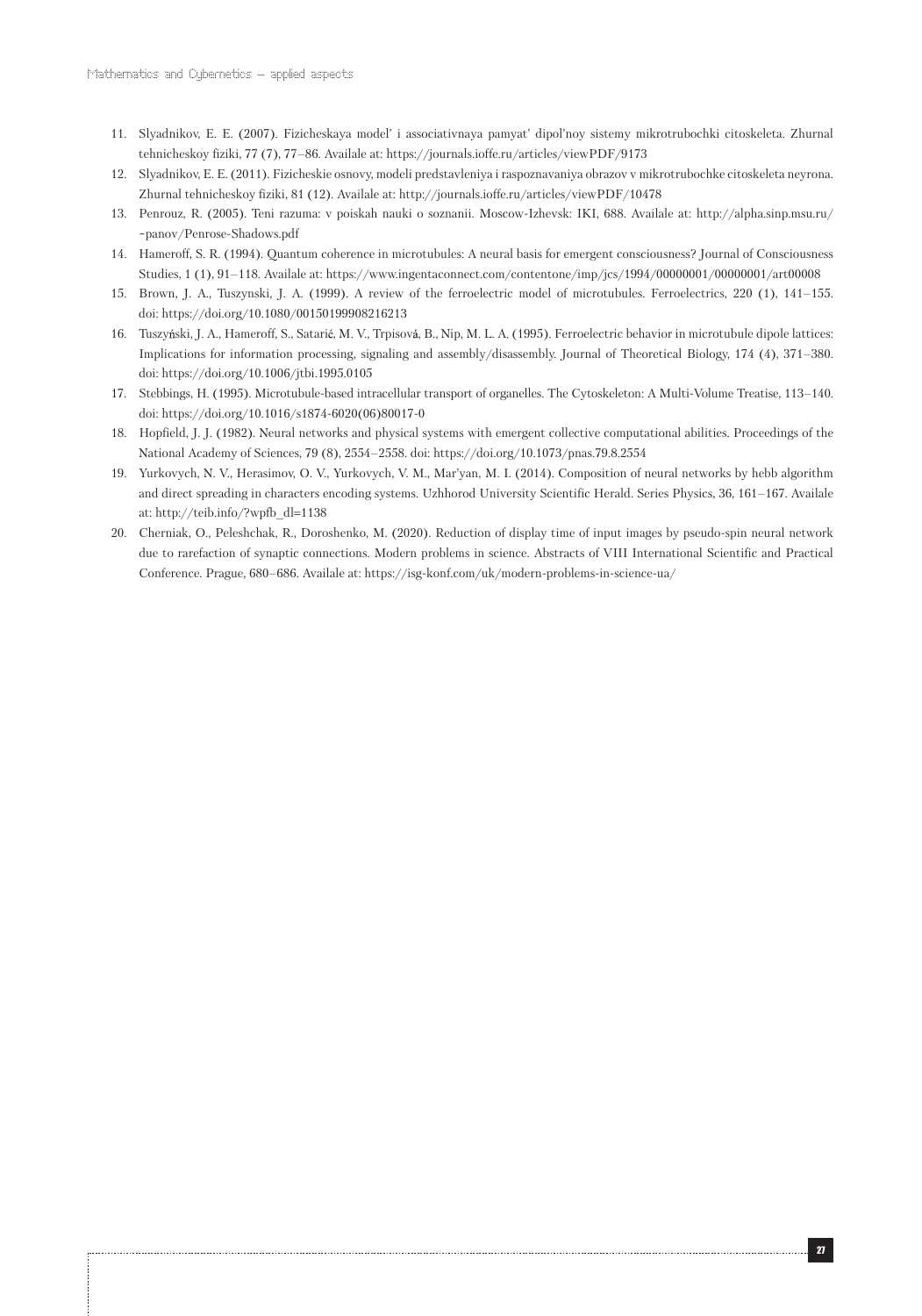11. Slyadnikov, E. E. (2007). Fizicheskaya model' i associativnaya pamyat' dipol'noy sistemy mikrotrubochki citoskeleta. Zhurnal tehnicheskoy fiziki, 77 (7), 77–86. Availale at: https://journals.ioffe.ru/articles/viewPDF/9173
12. Slyadnikov, E. E. (2011). Fizicheskie osnovy, modeli predstavleniya i raspoznavaniya obrazov v mikrotrubochke citoskeleta neyrona. Zhurnal tehnicheskoy fiziki, 81 (12). Availale at: http://journals.ioffe.ru/articles/viewPDF/10478
13. Penrouz, R. (2005). Teni razuma: v poiskah nauki o soznanii. Moscow-Izhevsk: IKI, 688. Availale at: http://alpha.sinp.msu.ru/~panov/Penrose-Shadows.pdf
14. Hameroff, S. R. (1994). Quantum coherence in microtubules: A neural basis for emergent consciousness? Journal of Consciousness Studies, 1 (1), 91–118. Availale at: https://www.ingentaconnect.com/contentone/imp/jcs/1994/00000001/00000001/art00008
15. Brown, J. A., Tuszynski, J. A. (1999). A review of the ferroelectric model of microtubules. Ferroelectrics, 220 (1), 141–155. doi: https://doi.org/10.1080/00150199908216213
16. Tuszyński, J. A., Hameroff, S., Satarić, M. V., Trpisová, B., Nip, M. L. A. (1995). Ferroelectric behavior in microtubule dipole lattices: Implications for information processing, signaling and assembly/disassembly. Journal of Theoretical Biology, 174 (4), 371–380. doi: https://doi.org/10.1006/jtbi.1995.0105
17. Stebbings, H. (1995). Microtubule-based intracellular transport of organelles. The Cytoskeleton: A Multi-Volume Treatise, 113–140. doi: https://doi.org/10.1016/s1874-6020(06)80017-0
18. Hopfield, J. J. (1982). Neural networks and physical systems with emergent collective computational abilities. Proceedings of the National Academy of Sciences, 79 (8), 2554–2558. doi: https://doi.org/10.1073/pnas.79.8.2554
19. Yurkovych, N. V., Herasimov, O. V., Yurkovych, V. M., Mar'yan, M. I. (2014). Composition of neural networks by hebb algorithm and direct spreading in characters encoding systems. Uzhhorod University Scientific Herald. Series Physics, 36, 161–167. Availale at: http://teib.info/?wpfb_dl=1138
20. Cherniak, O., Peleshchak, R., Doroshenko, M. (2020). Reduction of display time of input images by pseudo-spin neural network due to rarefaction of synaptic connections. Modern problems in science. Abstracts of VIII International Scientific and Practical Conference. Prague, 680–686. Availale at: https://isg-konf.com/uk/modern-problems-in-science-ua/